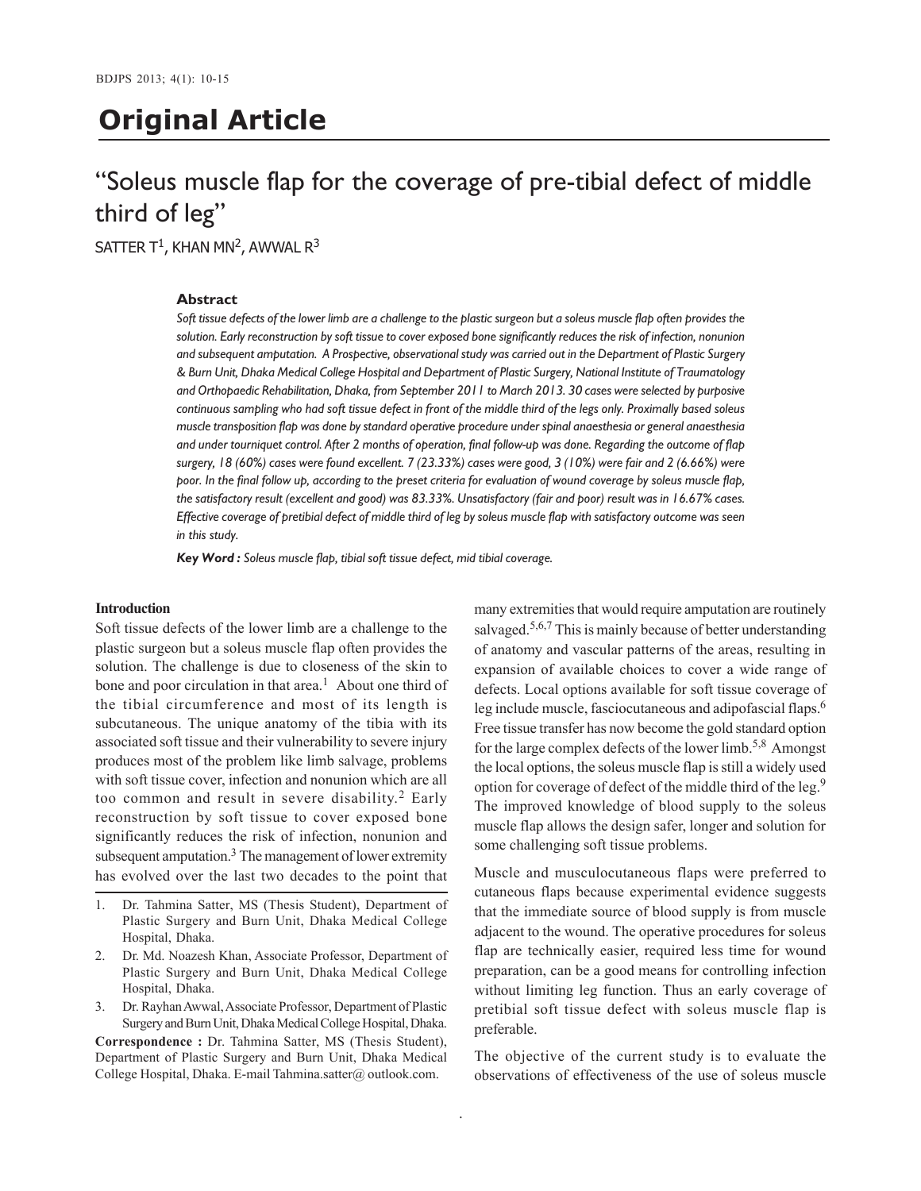# Original Article

## "Soleus muscle flap for the coverage of pre-tibial defect of middle third of leg"

SATTER T[1], KHAN MN[2], AWWAL R[3]

### Abstract

*Soft tissue defects of the lower limb are a challenge to the plastic surgeon but a soleus muscle flap often provides the solution. Early reconstruction by soft tissue to cover exposed bone significantly reduces the risk of infection, nonunion and subsequent amputation. A Prospective, observational study was carried out in the Department of Plastic Surgery & Burn Unit, Dhaka Medical College Hospital and Department of Plastic Surgery, National Institute of Traumatology and Orthopaedic Rehabilitation, Dhaka, from September 2011 to March 2013. 30 cases were selected by purposive continuous sampling who had soft tissue defect in front of the middle third of the legs only. Proximally based soleus muscle transposition flap was done by standard operative procedure under spinal anaesthesia or general anaesthesia and under tourniquet control. After 2 months of operation, final follow-up was done. Regarding the outcome of flap surgery, 18 (60%) cases were found excellent. 7 (23.33%) cases were good, 3 (10%) were fair and 2 (6.66%) were poor. In the final follow up, according to the preset criteria for evaluation of wound coverage by soleus muscle flap, the satisfactory result (excellent and good) was 83.33%. Unsatisfactory (fair and poor) result was in 16.67% cases. Effective coverage of pretibial defect of middle third of leg by soleus muscle flap with satisfactory outcome was seen in this study.*

***Key Word :*** *Soleus muscle flap, tibial soft tissue defect, mid tibial coverage.*

### Introduction

Soft tissue defects of the lower limb are a challenge to the plastic surgeon but a soleus muscle flap often provides the solution. The challenge is due to closeness of the skin to bone and poor circulation in that area.[1] About one third of the tibial circumference and most of its length is subcutaneous. The unique anatomy of the tibia with its associated soft tissue and their vulnerability to severe injury produces most of the problem like limb salvage, problems with soft tissue cover, infection and nonunion which are all too common and result in severe disability.[2] Early reconstruction by soft tissue to cover exposed bone significantly reduces the risk of infection, nonunion and subsequent amputation.[3] The management of lower extremity has evolved over the last two decades to the point that many extremities that would require amputation are routinely salvaged.[5,6,7] This is mainly because of better understanding of anatomy and vascular patterns of the areas, resulting in expansion of available choices to cover a wide range of defects. Local options available for soft tissue coverage of leg include muscle, fasciocutaneous and adipofascial flaps.[6] Free tissue transfer has now become the gold standard option for the large complex defects of the lower limb.[5,8] Amongst the local options, the soleus muscle flap is still a widely used option for coverage of defect of the middle third of the leg.[9] The improved knowledge of blood supply to the soleus muscle flap allows the design safer, longer and solution for some challenging soft tissue problems.

Muscle and musculocutaneous flaps were preferred to cutaneous flaps because experimental evidence suggests that the immediate source of blood supply is from muscle adjacent to the wound. The operative procedures for soleus flap are technically easier, required less time for wound preparation, can be a good means for controlling infection without limiting leg function. Thus an early coverage of pretibial soft tissue defect with soleus muscle flap is preferable.

The objective of the current study is to evaluate the observations of effectiveness of the use of soleus muscle

1. Dr. Tahmina Satter, MS (Thesis Student), Department of Plastic Surgery and Burn Unit, Dhaka Medical College Hospital, Dhaka.
2. Dr. Md. Noazesh Khan, Associate Professor, Department of Plastic Surgery and Burn Unit, Dhaka Medical College Hospital, Dhaka.
3. Dr. Rayhan Awwal, Associate Professor, Department of Plastic Surgery and Burn Unit, Dhaka Medical College Hospital, Dhaka.

**Correspondence :** Dr. Tahmina Satter, MS (Thesis Student), Department of Plastic Surgery and Burn Unit, Dhaka Medical College Hospital, Dhaka. E-mail Tahmina.satter@ outlook.com.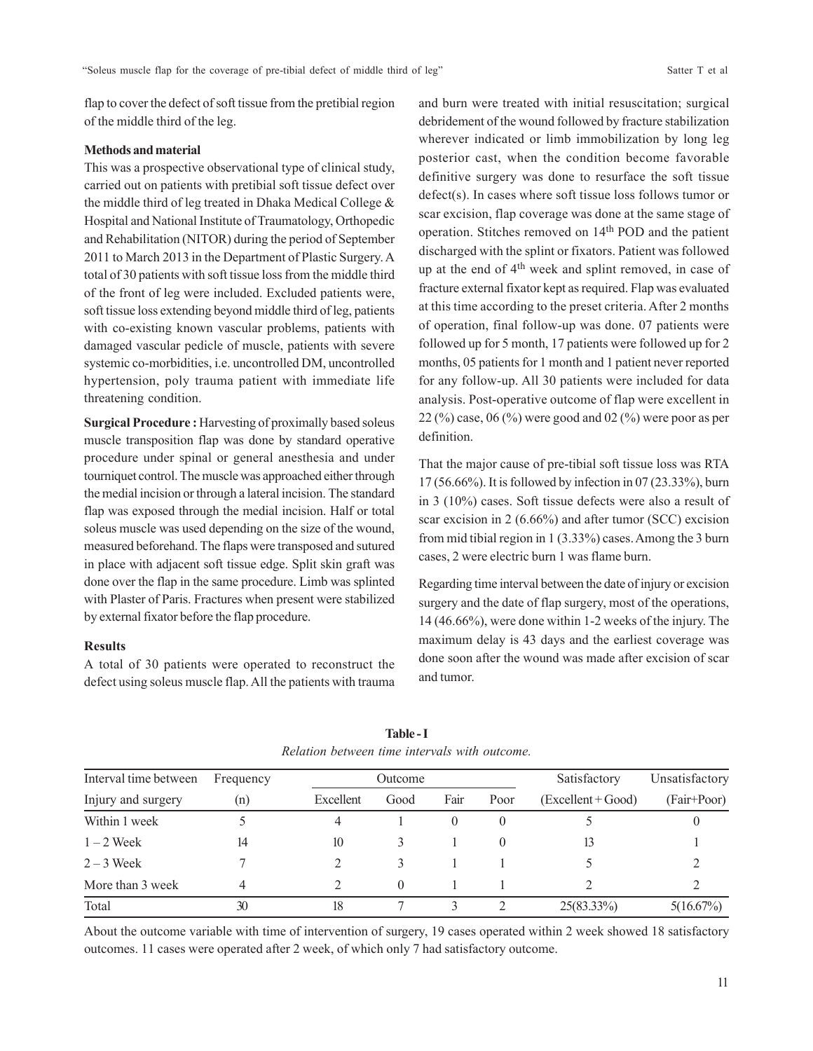flap to cover the defect of soft tissue from the pretibial region of the middle third of the leg.

**Methods and material**

This was a prospective observational type of clinical study, carried out on patients with pretibial soft tissue defect over the middle third of leg treated in Dhaka Medical College & Hospital and National Institute of Traumatology, Orthopedic and Rehabilitation (NITOR) during the period of September 2011 to March 2013 in the Department of Plastic Surgery. A total of 30 patients with soft tissue loss from the middle third of the front of leg were included. Excluded patients were, soft tissue loss extending beyond middle third of leg, patients with co-existing known vascular problems, patients with damaged vascular pedicle of muscle, patients with severe systemic co-morbidities, i.e. uncontrolled DM, uncontrolled hypertension, poly trauma patient with immediate life threatening condition.

**Surgical Procedure :** Harvesting of proximally based soleus muscle transposition flap was done by standard operative procedure under spinal or general anesthesia and under tourniquet control. The muscle was approached either through the medial incision or through a lateral incision. The standard flap was exposed through the medial incision. Half or total soleus muscle was used depending on the size of the wound, measured beforehand. The flaps were transposed and sutured in place with adjacent soft tissue edge. Split skin graft was done over the flap in the same procedure. Limb was splinted with Plaster of Paris. Fractures when present were stabilized by external fixator before the flap procedure.

**Results**

A total of 30 patients were operated to reconstruct the defect using soleus muscle flap. All the patients with trauma and burn were treated with initial resuscitation; surgical debridement of the wound followed by fracture stabilization wherever indicated or limb immobilization by long leg posterior cast, when the condition become favorable definitive surgery was done to resurface the soft tissue defect(s). In cases where soft tissue loss follows tumor or scar excision, flap coverage was done at the same stage of operation. Stitches removed on 14th POD and the patient discharged with the splint or fixators. Patient was followed up at the end of 4th week and splint removed, in case of fracture external fixator kept as required. Flap was evaluated at this time according to the preset criteria. After 2 months of operation, final follow-up was done. 07 patients were followed up for 5 month, 17 patients were followed up for 2 months, 05 patients for 1 month and 1 patient never reported for any follow-up. All 30 patients were included for data analysis. Post-operative outcome of flap were excellent in 22 (%) case, 06 (%) were good and 02 (%) were poor as per definition.

That the major cause of pre-tibial soft tissue loss was RTA 17 (56.66%). It is followed by infection in 07 (23.33%), burn in 3 (10%) cases. Soft tissue defects were also a result of scar excision in 2 (6.66%) and after tumor (SCC) excision from mid tibial region in 1 (3.33%) cases. Among the 3 burn cases, 2 were electric burn 1 was flame burn.

Regarding time interval between the date of injury or excision surgery and the date of flap surgery, most of the operations, 14 (46.66%), were done within 1-2 weeks of the injury. The maximum delay is 43 days and the earliest coverage was done soon after the wound was made after excision of scar and tumor.

**Table - I**

*Relation between time intervals with outcome.*

| Interval time between Injury and surgery | Frequency (n) | Outcome | | | | Satisfactory (Excellent + Good) | Unsatisfactory (Fair+Poor) |
|---|---|---|---|---|---|---|---|
| | | Excellent | Good | Fair | Poor | | |
| Within 1 week | 5 | 4 | 1 | 0 | 0 | 5 | 0 |
| 1 – 2 Week | 14 | 10 | 3 | 1 | 0 | 13 | 1 |
| 2 – 3 Week | 7 | 2 | 3 | 1 | 1 | 5 | 2 |
| More than 3 week | 4 | 2 | 0 | 1 | 1 | 2 | 2 |
| Total | 30 | 18 | 7 | 3 | 2 | 25(83.33%) | 5(16.67%) |

About the outcome variable with time of intervention of surgery, 19 cases operated within 2 week showed 18 satisfactory outcomes. 11 cases were operated after 2 week, of which only 7 had satisfactory outcome.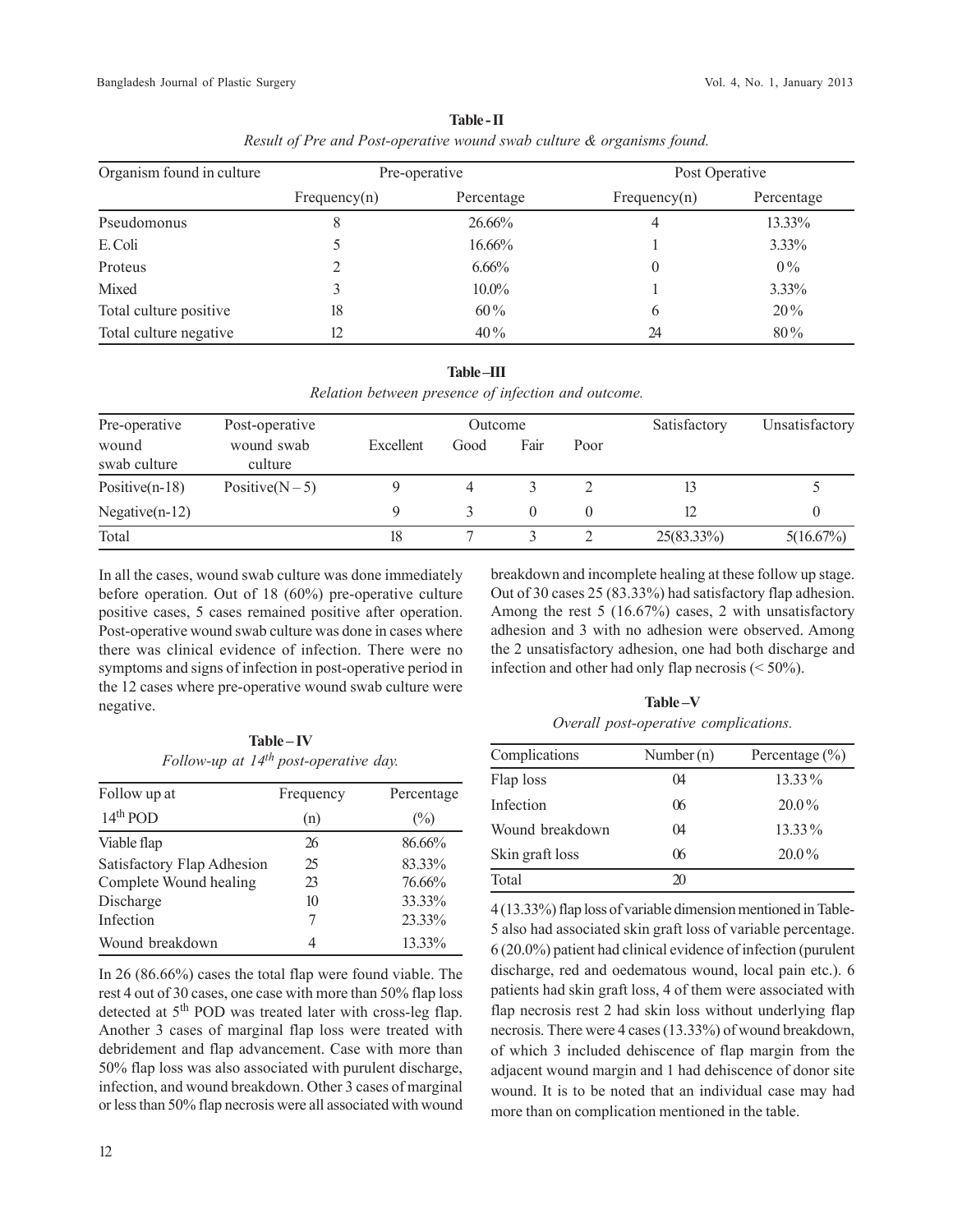**Table - II**

*Result of Pre and Post-operative wound swab culture & organisms found.*

| Organism found in culture | Pre-operative | | Post Operative | |
|---|---|---|---|---|
| | Frequency(n) | Percentage | Frequency(n) | Percentage |
| Pseudomonus | 8 | 26.66% | 4 | 13.33% |
| E. Coli | 5 | 16.66% | 1 | 3.33% |
| Proteus | 2 | 6.66% | 0 | 0% |
| Mixed | 3 | 10.0% | 1 | 3.33% |
| Total culture positive | 18 | 60% | 6 | 20% |
| Total culture negative | 12 | 40% | 24 | 80% |

**Table –III**

*Relation between presence of infection and outcome.*

| Pre-operative wound swab culture | Post-operative wound swab culture | Outcome | | | | Satisfactory | Unsatisfactory |
|---|---|---|---|---|---|---|---|
| | | Excellent | Good | Fair | Poor | | |
| Positive(n-18) | Positive(N – 5) | 9 | 4 | 3 | 2 | 13 | 5 |
| Negative(n-12) | | 9 | 3 | 0 | 0 | 12 | 0 |
| Total | | 18 | 7 | 3 | 2 | 25(83.33%) | 5(16.67%) |

In all the cases, wound swab culture was done immediately before operation. Out of 18 (60%) pre-operative culture positive cases, 5 cases remained positive after operation. Post-operative wound swab culture was done in cases where there was clinical evidence of infection. There were no symptoms and signs of infection in post-operative period in the 12 cases where pre-operative wound swab culture were negative.

**Table – IV**

*Follow-up at 14th post-operative day.*

| Follow up at 14th POD | Frequency (n) | Percentage (%) |
|---|---|---|
| Viable flap | 26 | 86.66% |
| Satisfactory Flap Adhesion | 25 | 83.33% |
| Complete Wound healing | 23 | 76.66% |
| Discharge | 10 | 33.33% |
| Infection | 7 | 23.33% |
| Wound breakdown | 4 | 13.33% |

In 26 (86.66%) cases the total flap were found viable. The rest 4 out of 30 cases, one case with more than 50% flap loss detected at 5th POD was treated later with cross-leg flap. Another 3 cases of marginal flap loss were treated with debridement and flap advancement. Case with more than 50% flap loss was also associated with purulent discharge, infection, and wound breakdown. Other 3 cases of marginal or less than 50% flap necrosis were all associated with wound breakdown and incomplete healing at these follow up stage. Out of 30 cases 25 (83.33%) had satisfactory flap adhesion. Among the rest 5 (16.67%) cases, 2 with unsatisfactory adhesion and 3 with no adhesion were observed. Among the 2 unsatisfactory adhesion, one had both discharge and infection and other had only flap necrosis (< 50%).

**Table –V**

*Overall post-operative complications.*

| Complications | Number (n) | Percentage (%) |
|---|---|---|
| Flap loss | 04 | 13.33% |
| Infection | 06 | 20.0% |
| Wound breakdown | 04 | 13.33% |
| Skin graft loss | 06 | 20.0% |
| Total | 20 | |

4 (13.33%) flap loss of variable dimension mentioned in Table-5 also had associated skin graft loss of variable percentage. 6 (20.0%) patient had clinical evidence of infection (purulent discharge, red and oedematous wound, local pain etc.). 6 patients had skin graft loss, 4 of them were associated with flap necrosis rest 2 had skin loss without underlying flap necrosis. There were 4 cases (13.33%) of wound breakdown, of which 3 included dehiscence of flap margin from the adjacent wound margin and 1 had dehiscence of donor site wound. It is to be noted that an individual case may had more than on complication mentioned in the table.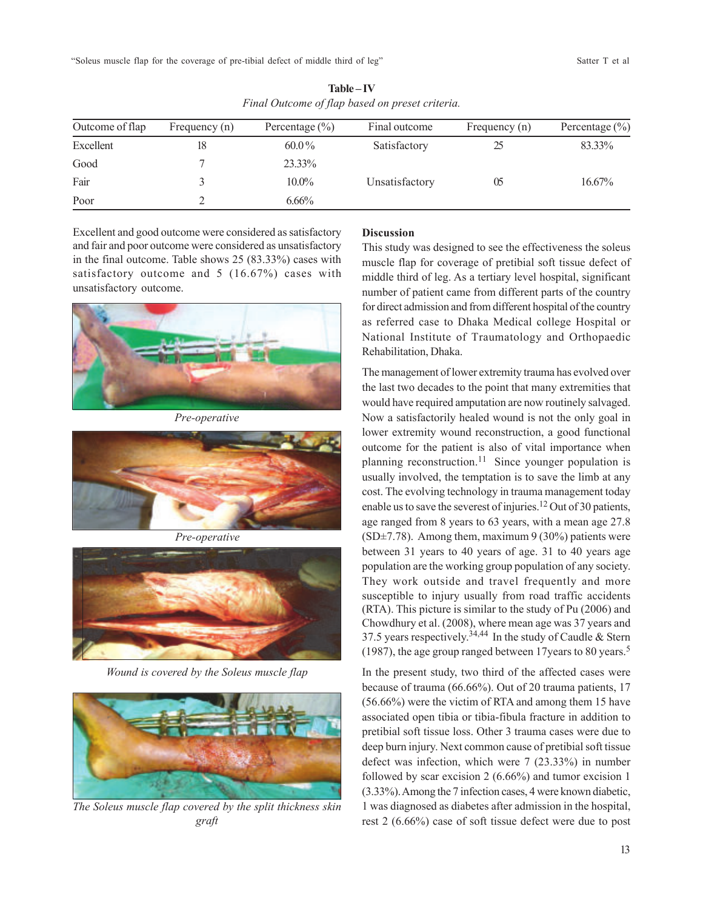**Table – IV**

*Final Outcome of flap based on preset criteria.*

| Outcome of flap | Frequency (n) | Percentage (%) | Final outcome | Frequency (n) | Percentage (%) |
|---|---|---|---|---|---|
| Excellent | 18 | 60.0% | Satisfactory | 25 | 83.33% |
| Good | 7 | 23.33% | | | |
| Fair | 3 | 10.0% | Unsatisfactory | 05 | 16.67% |
| Poor | 2 | 6.66% | | | |

Excellent and good outcome were considered as satisfactory and fair and poor outcome were considered as unsatisfactory in the final outcome. Table shows 25 (83.33%) cases with satisfactory outcome and 5 (16.67%) cases with unsatisfactory outcome.

*Pre-operative*

*Pre-operative*

*Wound is covered by the Soleus muscle flap*

*The Soleus muscle flap covered by the split thickness skin graft*

**Discussion**

This study was designed to see the effectiveness the soleus muscle flap for coverage of pretibial soft tissue defect of middle third of leg. As a tertiary level hospital, significant number of patient came from different parts of the country for direct admission and from different hospital of the country as referred case to Dhaka Medical college Hospital or National Institute of Traumatology and Orthopaedic Rehabilitation, Dhaka.

The management of lower extremity trauma has evolved over the last two decades to the point that many extremities that would have required amputation are now routinely salvaged. Now a satisfactorily healed wound is not the only goal in lower extremity wound reconstruction, a good functional outcome for the patient is also of vital importance when planning reconstruction.[11] Since younger population is usually involved, the temptation is to save the limb at any cost. The evolving technology in trauma management today enable us to save the severest of injuries.[12] Out of 30 patients, age ranged from 8 years to 63 years, with a mean age 27.8 (SD±7.78). Among them, maximum 9 (30%) patients were between 31 years to 40 years of age. 31 to 40 years age population are the working group population of any society. They work outside and travel frequently and more susceptible to injury usually from road traffic accidents (RTA). This picture is similar to the study of Pu (2006) and Chowdhury et al. (2008), where mean age was 37 years and 37.5 years respectively.[34,44] In the study of Caudle & Stern (1987), the age group ranged between 17years to 80 years.[5]

In the present study, two third of the affected cases were because of trauma (66.66%). Out of 20 trauma patients, 17 (56.66%) were the victim of RTA and among them 15 have associated open tibia or tibia-fibula fracture in addition to pretibial soft tissue loss. Other 3 trauma cases were due to deep burn injury. Next common cause of pretibial soft tissue defect was infection, which were 7 (23.33%) in number followed by scar excision 2 (6.66%) and tumor excision 1 (3.33%). Among the 7 infection cases, 4 were known diabetic, 1 was diagnosed as diabetes after admission in the hospital, rest 2 (6.66%) case of soft tissue defect were due to post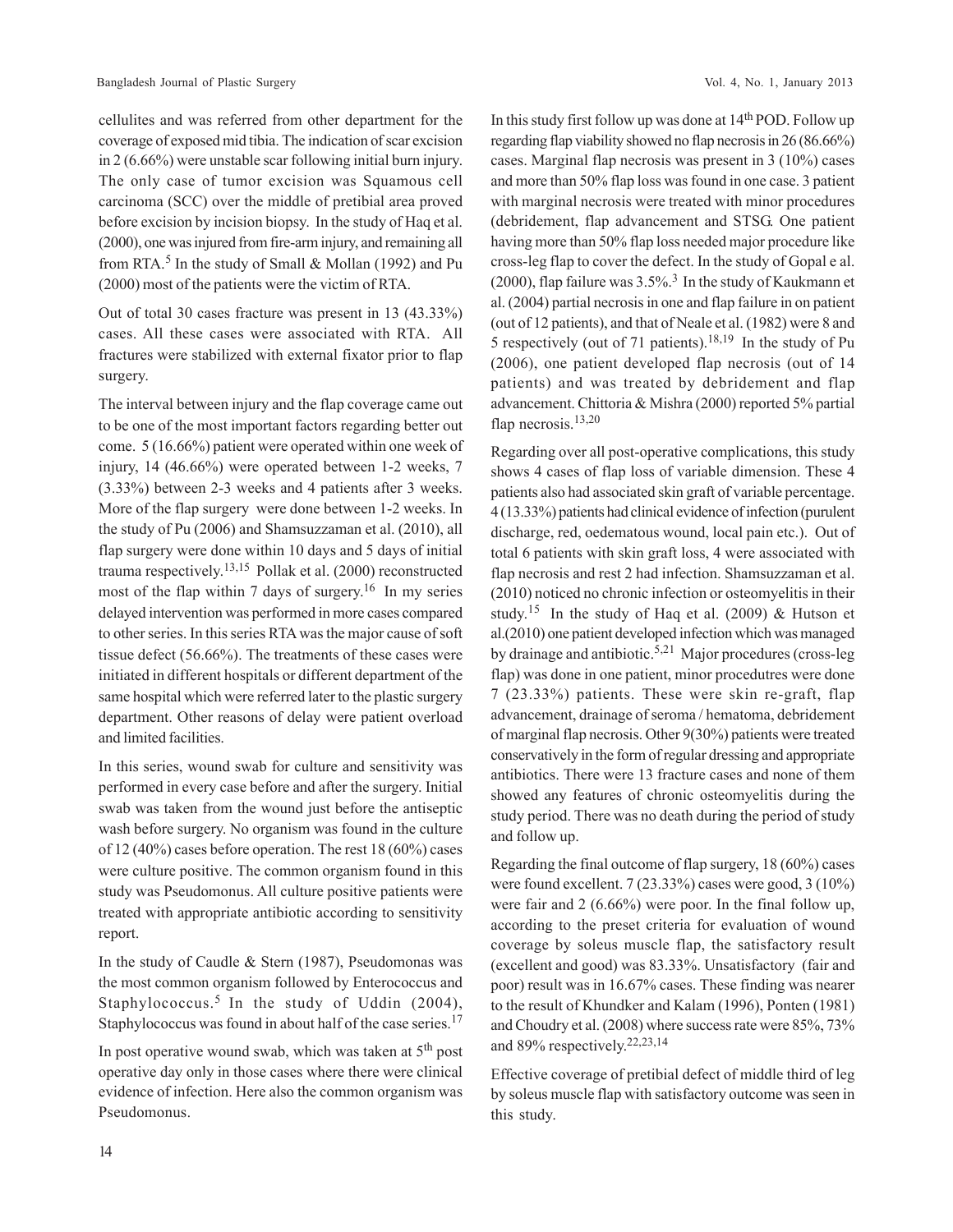cellulites and was referred from other department for the coverage of exposed mid tibia. The indication of scar excision in 2 (6.66%) were unstable scar following initial burn injury. The only case of tumor excision was Squamous cell carcinoma (SCC) over the middle of pretibial area proved before excision by incision biopsy. In the study of Haq et al. (2000), one was injured from fire-arm injury, and remaining all from RTA.[5] In the study of Small & Mollan (1992) and Pu (2000) most of the patients were the victim of RTA.

Out of total 30 cases fracture was present in 13 (43.33%) cases. All these cases were associated with RTA. All fractures were stabilized with external fixator prior to flap surgery.

The interval between injury and the flap coverage came out to be one of the most important factors regarding better out come. 5 (16.66%) patient were operated within one week of injury, 14 (46.66%) were operated between 1-2 weeks, 7 (3.33%) between 2-3 weeks and 4 patients after 3 weeks. More of the flap surgery were done between 1-2 weeks. In the study of Pu (2006) and Shamsuzzaman et al. (2010), all flap surgery were done within 10 days and 5 days of initial trauma respectively.[13,15] Pollak et al. (2000) reconstructed most of the flap within 7 days of surgery.[16] In my series delayed intervention was performed in more cases compared to other series. In this series RTA was the major cause of soft tissue defect (56.66%). The treatments of these cases were initiated in different hospitals or different department of the same hospital which were referred later to the plastic surgery department. Other reasons of delay were patient overload and limited facilities.

In this series, wound swab for culture and sensitivity was performed in every case before and after the surgery. Initial swab was taken from the wound just before the antiseptic wash before surgery. No organism was found in the culture of 12 (40%) cases before operation. The rest 18 (60%) cases were culture positive. The common organism found in this study was Pseudomonus. All culture positive patients were treated with appropriate antibiotic according to sensitivity report.

In the study of Caudle & Stern (1987), Pseudomonas was the most common organism followed by Enterococcus and Staphylococcus.[5] In the study of Uddin (2004), Staphylococcus was found in about half of the case series.[17]

In post operative wound swab, which was taken at 5th post operative day only in those cases where there were clinical evidence of infection. Here also the common organism was Pseudomonus.

In this study first follow up was done at 14th POD. Follow up regarding flap viability showed no flap necrosis in 26 (86.66%) cases. Marginal flap necrosis was present in 3 (10%) cases and more than 50% flap loss was found in one case. 3 patient with marginal necrosis were treated with minor procedures (debridement, flap advancement and STSG. One patient having more than 50% flap loss needed major procedure like cross-leg flap to cover the defect. In the study of Gopal e al. (2000), flap failure was 3.5%.[3] In the study of Kaukmann et al. (2004) partial necrosis in one and flap failure in on patient (out of 12 patients), and that of Neale et al. (1982) were 8 and 5 respectively (out of 71 patients).[18,19] In the study of Pu (2006), one patient developed flap necrosis (out of 14 patients) and was treated by debridement and flap advancement. Chittoria & Mishra (2000) reported 5% partial flap necrosis.[13,20]

Regarding over all post-operative complications, this study shows 4 cases of flap loss of variable dimension. These 4 patients also had associated skin graft of variable percentage. 4 (13.33%) patients had clinical evidence of infection (purulent discharge, red, oedematous wound, local pain etc.). Out of total 6 patients with skin graft loss, 4 were associated with flap necrosis and rest 2 had infection. Shamsuzzaman et al. (2010) noticed no chronic infection or osteomyelitis in their study.[15] In the study of Haq et al. (2009) & Hutson et al.(2010) one patient developed infection which was managed by drainage and antibiotic.[5,21] Major procedures (cross-leg flap) was done in one patient, minor procedutres were done 7 (23.33%) patients. These were skin re-graft, flap advancement, drainage of seroma / hematoma, debridement of marginal flap necrosis. Other 9(30%) patients were treated conservatively in the form of regular dressing and appropriate antibiotics. There were 13 fracture cases and none of them showed any features of chronic osteomyelitis during the study period. There was no death during the period of study and follow up.

Regarding the final outcome of flap surgery, 18 (60%) cases were found excellent. 7 (23.33%) cases were good, 3 (10%) were fair and 2 (6.66%) were poor. In the final follow up, according to the preset criteria for evaluation of wound coverage by soleus muscle flap, the satisfactory result (excellent and good) was 83.33%. Unsatisfactory (fair and poor) result was in 16.67% cases. These finding was nearer to the result of Khundker and Kalam (1996), Ponten (1981) and Choudry et al. (2008) where success rate were 85%, 73% and 89% respectively.[22,23,14]

Effective coverage of pretibial defect of middle third of leg by soleus muscle flap with satisfactory outcome was seen in this study.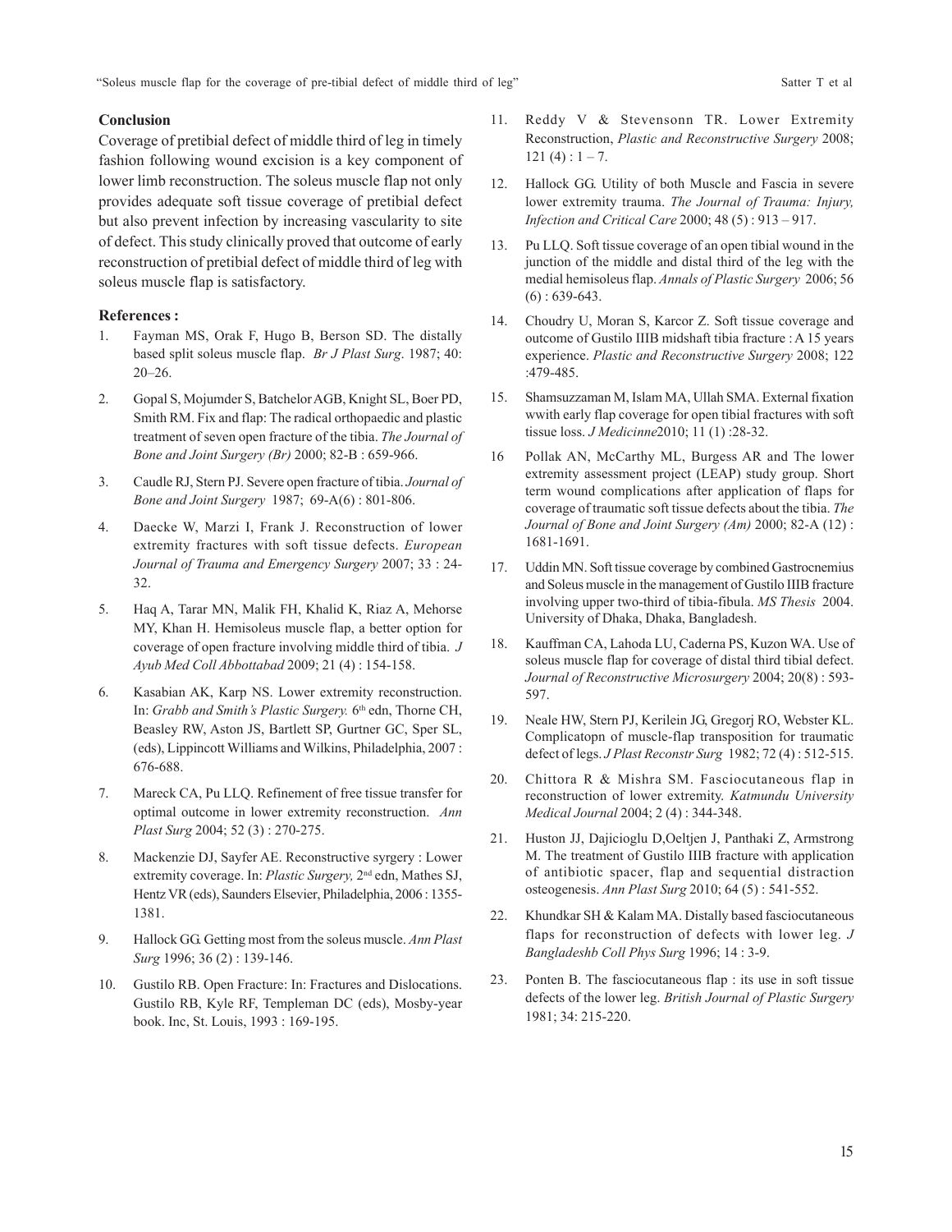## Conclusion

Coverage of pretibial defect of middle third of leg in timely fashion following wound excision is a key component of lower limb reconstruction. The soleus muscle flap not only provides adequate soft tissue coverage of pretibial defect but also prevent infection by increasing vascularity to site of defect. This study clinically proved that outcome of early reconstruction of pretibial defect of middle third of leg with soleus muscle flap is satisfactory.

## References :

1. Fayman MS, Orak F, Hugo B, Berson SD. The distally based split soleus muscle flap. *Br J Plast Surg*. 1987; 40: 20–26.
2. Gopal S, Mojumder S, Batchelor AGB, Knight SL, Boer PD, Smith RM. Fix and flap: The radical orthopaedic and plastic treatment of seven open fracture of the tibia. *The Journal of Bone and Joint Surgery (Br)* 2000; 82-B : 659-966.
3. Caudle RJ, Stern PJ. Severe open fracture of tibia. *Journal of Bone and Joint Surgery* 1987; 69-A(6) : 801-806.
4. Daecke W, Marzi I, Frank J. Reconstruction of lower extremity fractures with soft tissue defects. *European Journal of Trauma and Emergency Surgery* 2007; 33 : 24-32.
5. Haq A, Tarar MN, Malik FH, Khalid K, Riaz A, Mehorse MY, Khan H. Hemisoleus muscle flap, a better option for coverage of open fracture involving middle third of tibia. *J Ayub Med Coll Abbottabad* 2009; 21 (4) : 154-158.
6. Kasabian AK, Karp NS. Lower extremity reconstruction. In: *Grabb and Smith's Plastic Surgery.* 6th edn, Thorne CH, Beasley RW, Aston JS, Bartlett SP, Gurtner GC, Sper SL, (eds), Lippincott Williams and Wilkins, Philadelphia, 2007 : 676-688.
7. Mareck CA, Pu LLQ. Refinement of free tissue transfer for optimal outcome in lower extremity reconstruction. *Ann Plast Surg* 2004; 52 (3) : 270-275.
8. Mackenzie DJ, Sayfer AE. Reconstructive syrgery : Lower extremity coverage. In: *Plastic Surgery,* 2nd edn, Mathes SJ, Hentz VR (eds), Saunders Elsevier, Philadelphia, 2006 : 1355-1381.
9. Hallock GG. Getting most from the soleus muscle. *Ann Plast Surg* 1996; 36 (2) : 139-146.
10. Gustilo RB. Open Fracture: In: Fractures and Dislocations. Gustilo RB, Kyle RF, Templeman DC (eds), Mosby-year book. Inc, St. Louis, 1993 : 169-195.
11. Reddy V & Stevensonn TR. Lower Extremity Reconstruction, *Plastic and Reconstructive Surgery* 2008; 121 (4) : 1 – 7.
12. Hallock GG. Utility of both Muscle and Fascia in severe lower extremity trauma. *The Journal of Trauma: Injury, Infection and Critical Care* 2000; 48 (5) : 913 – 917.
13. Pu LLQ. Soft tissue coverage of an open tibial wound in the junction of the middle and distal third of the leg with the medial hemisoleus flap. *Annals of Plastic Surgery* 2006; 56 (6) : 639-643.
14. Choudry U, Moran S, Karcor Z. Soft tissue coverage and outcome of Gustilo IIIB midshaft tibia fracture : A 15 years experience. *Plastic and Reconstructive Surgery* 2008; 122 :479-485.
15. Shamsuzzaman M, Islam MA, Ullah SMA. External fixation wwith early flap coverage for open tibial fractures with soft tissue loss. *J Medicinne*2010; 11 (1) :28-32.
16. Pollak AN, McCarthy ML, Burgess AR and The lower extremity assessment project (LEAP) study group. Short term wound complications after application of flaps for coverage of traumatic soft tissue defects about the tibia. *The Journal of Bone and Joint Surgery (Am)* 2000; 82-A (12) : 1681-1691.
17. Uddin MN. Soft tissue coverage by combined Gastrocnemius and Soleus muscle in the management of Gustilo IIIB fracture involving upper two-third of tibia-fibula. *MS Thesis* 2004. University of Dhaka, Dhaka, Bangladesh.
18. Kauffman CA, Lahoda LU, Caderna PS, Kuzon WA. Use of soleus muscle flap for coverage of distal third tibial defect. *Journal of Reconstructive Microsurgery* 2004; 20(8) : 593-597.
19. Neale HW, Stern PJ, Kerilein JG, Gregorj RO, Webster KL. Complicatopn of muscle-flap transposition for traumatic defect of legs. *J Plast Reconstr Surg* 1982; 72 (4) : 512-515.
20. Chittora R & Mishra SM. Fasciocutaneous flap in reconstruction of lower extremity. *Katmundu University Medical Journal* 2004; 2 (4) : 344-348.
21. Huston JJ, Dajicioglu D,Oeltjen J, Panthaki Z, Armstrong M. The treatment of Gustilo IIIB fracture with application of antibiotic spacer, flap and sequential distraction osteogenesis. *Ann Plast Surg* 2010; 64 (5) : 541-552.
22. Khundkar SH & Kalam MA. Distally based fasciocutaneous flaps for reconstruction of defects with lower leg. *J Bangladeshb Coll Phys Surg* 1996; 14 : 3-9.
23. Ponten B. The fasciocutaneous flap : its use in soft tissue defects of the lower leg. *British Journal of Plastic Surgery* 1981; 34: 215-220.